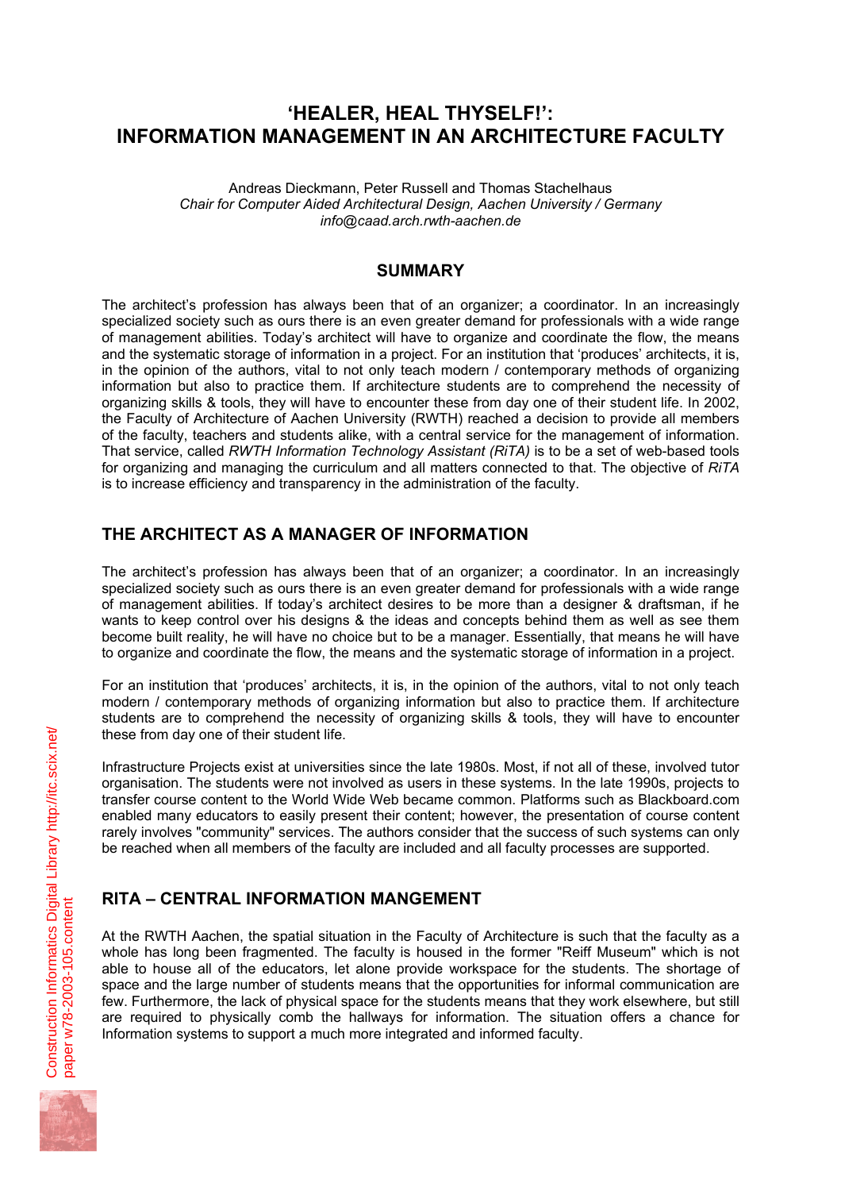# 'HEALER, HEAL THYSELF!': INFORMATION MANAGEMENT IN AN ARCHITECTURE FACULTY

Andreas Dieckmann, Peter Russell and Thomas Stachelhaus
*Chair for Computer Aided Architectural Design, Aachen University / Germany*
*info@caad.arch.rwth-aachen.de*

## SUMMARY

The architect's profession has always been that of an organizer; a coordinator. In an increasingly specialized society such as ours there is an even greater demand for professionals with a wide range of management abilities. Today's architect will have to organize and coordinate the flow, the means and the systematic storage of information in a project. For an institution that 'produces' architects, it is, in the opinion of the authors, vital to not only teach modern / contemporary methods of organizing information but also to practice them. If architecture students are to comprehend the necessity of organizing skills & tools, they will have to encounter these from day one of their student life. In 2002, the Faculty of Architecture of Aachen University (RWTH) reached a decision to provide all members of the faculty, teachers and students alike, with a central service for the management of information. That service, called *RWTH Information Technology Assistant (RiTA)* is to be a set of web-based tools for organizing and managing the curriculum and all matters connected to that. The objective of *RiTA* is to increase efficiency and transparency in the administration of the faculty.

## THE ARCHITECT AS A MANAGER OF INFORMATION

The architect's profession has always been that of an organizer; a coordinator. In an increasingly specialized society such as ours there is an even greater demand for professionals with a wide range of management abilities. If today's architect desires to be more than a designer & draftsman, if he wants to keep control over his designs & the ideas and concepts behind them as well as see them become built reality, he will have no choice but to be a manager. Essentially, that means he will have to organize and coordinate the flow, the means and the systematic storage of information in a project.

For an institution that 'produces' architects, it is, in the opinion of the authors, vital to not only teach modern / contemporary methods of organizing information but also to practice them. If architecture students are to comprehend the necessity of organizing skills & tools, they will have to encounter these from day one of their student life.

Infrastructure Projects exist at universities since the late 1980s. Most, if not all of these, involved tutor organisation. The students were not involved as users in these systems. In the late 1990s, projects to transfer course content to the World Wide Web became common. Platforms such as Blackboard.com enabled many educators to easily present their content; however, the presentation of course content rarely involves "community" services. The authors consider that the success of such systems can only be reached when all members of the faculty are included and all faculty processes are supported.

## RITA – CENTRAL INFORMATION MANGEMENT

At the RWTH Aachen, the spatial situation in the Faculty of Architecture is such that the faculty as a whole has long been fragmented. The faculty is housed in the former "Reiff Museum" which is not able to house all of the educators, let alone provide workspace for the students. The shortage of space and the large number of students means that the opportunities for informal communication are few. Furthermore, the lack of physical space for the students means that they work elsewhere, but still are required to physically comb the hallways for information. The situation offers a chance for Information systems to support a much more integrated and informed faculty.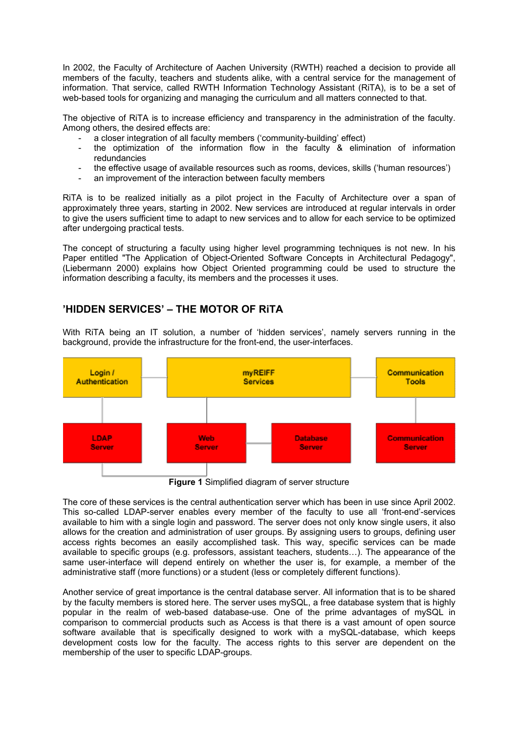In 2002, the Faculty of Architecture of Aachen University (RWTH) reached a decision to provide all members of the faculty, teachers and students alike, with a central service for the management of information. That service, called RWTH Information Technology Assistant (RiTA), is to be a set of web-based tools for organizing and managing the curriculum and all matters connected to that.

The objective of RiTA is to increase efficiency and transparency in the administration of the faculty. Among others, the desired effects are:

- a closer integration of all faculty members ('community-building' effect)
- the optimization of the information flow in the faculty & elimination of information redundancies
- the effective usage of available resources such as rooms, devices, skills ('human resources')
- an improvement of the interaction between faculty members

RiTA is to be realized initially as a pilot project in the Faculty of Architecture over a span of approximately three years, starting in 2002. New services are introduced at regular intervals in order to give the users sufficient time to adapt to new services and to allow for each service to be optimized after undergoing practical tests.

The concept of structuring a faculty using higher level programming techniques is not new. In his Paper entitled "The Application of Object-Oriented Software Concepts in Architectural Pedagogy", (Liebermann 2000) explains how Object Oriented programming could be used to structure the information describing a faculty, its members and the processes it uses.

## 'HIDDEN SERVICES' – THE MOTOR OF RiTA

With RiTA being an IT solution, a number of 'hidden services', namely servers running in the background, provide the infrastructure for the front-end, the user-interfaces.

Login / Authentication

myREIFF Services

Communication Tools

LDAP Server

Web Server

Database Server

Communication Server

**Figure 1** Simplified diagram of server structure

The core of these services is the central authentication server which has been in use since April 2002. This so-called LDAP-server enables every member of the faculty to use all 'front-end'-services available to him with a single login and password. The server does not only know single users, it also allows for the creation and administration of user groups. By assigning users to groups, defining user access rights becomes an easily accomplished task. This way, specific services can be made available to specific groups (e.g. professors, assistant teachers, students…). The appearance of the same user-interface will depend entirely on whether the user is, for example, a member of the administrative staff (more functions) or a student (less or completely different functions).

Another service of great importance is the central database server. All information that is to be shared by the faculty members is stored here. The server uses mySQL, a free database system that is highly popular in the realm of web-based database-use. One of the prime advantages of mySQL in comparison to commercial products such as Access is that there is a vast amount of open source software available that is specifically designed to work with a mySQL-database, which keeps development costs low for the faculty. The access rights to this server are dependent on the membership of the user to specific LDAP-groups.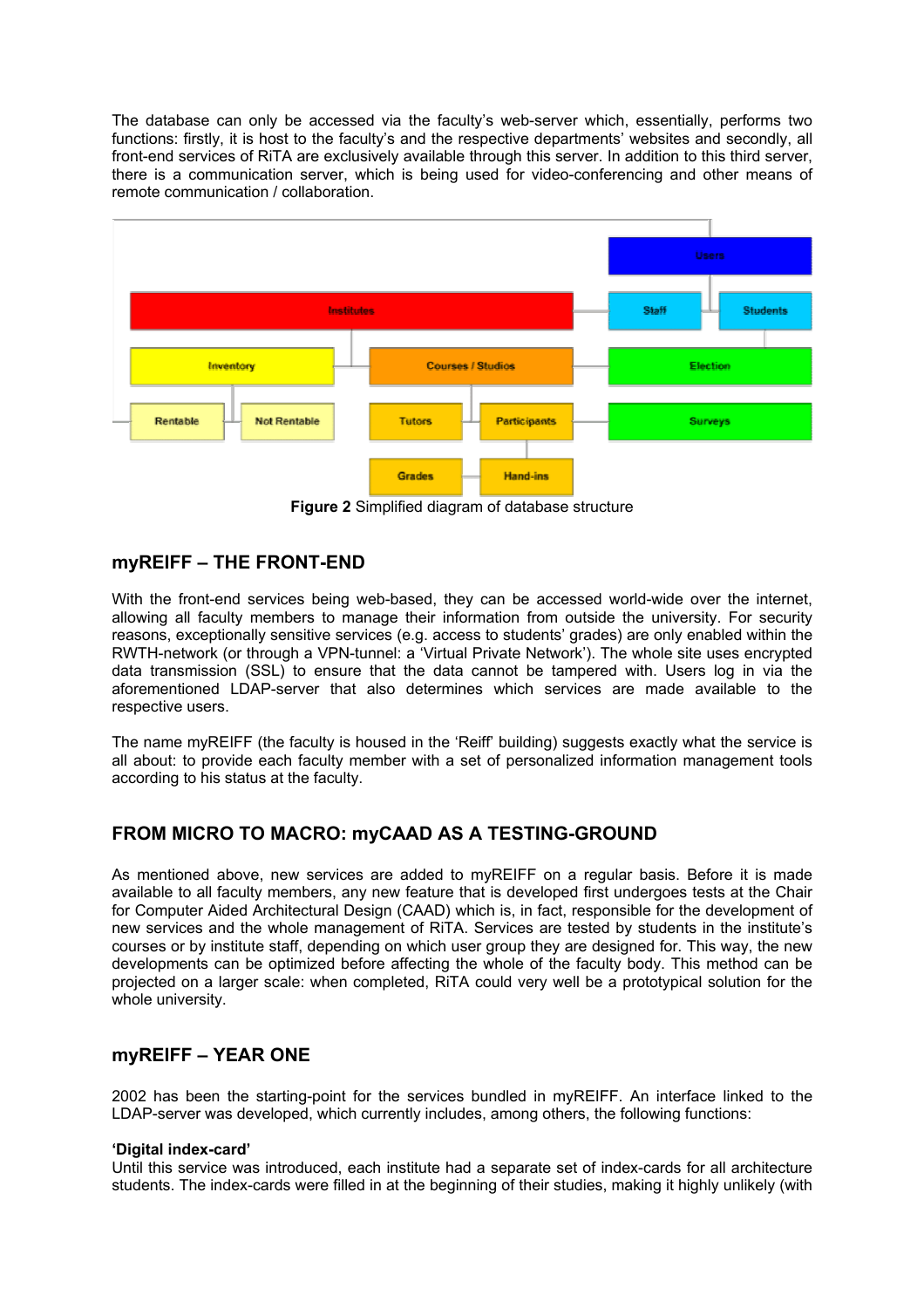The database can only be accessed via the faculty's web-server which, essentially, performs two functions: firstly, it is host to the faculty's and the respective departments' websites and secondly, all front-end services of RiTA are exclusively available through this server. In addition to this third server, there is a communication server, which is being used for video-conferencing and other means of remote communication / collaboration.

Users
Institutes
Staff
Students
Inventory
Courses / Studios
Election
Rentable
Not Rentable
Tutors
Participants
Surveys
Grades
Hand-ins

**Figure 2** Simplified diagram of database structure

## myREIFF – THE FRONT-END

With the front-end services being web-based, they can be accessed world-wide over the internet, allowing all faculty members to manage their information from outside the university. For security reasons, exceptionally sensitive services (e.g. access to students' grades) are only enabled within the RWTH-network (or through a VPN-tunnel: a 'Virtual Private Network'). The whole site uses encrypted data transmission (SSL) to ensure that the data cannot be tampered with. Users log in via the aforementioned LDAP-server that also determines which services are made available to the respective users.

The name myREIFF (the faculty is housed in the 'Reiff' building) suggests exactly what the service is all about: to provide each faculty member with a set of personalized information management tools according to his status at the faculty.

## FROM MICRO TO MACRO: myCAAD AS A TESTING-GROUND

As mentioned above, new services are added to myREIFF on a regular basis. Before it is made available to all faculty members, any new feature that is developed first undergoes tests at the Chair for Computer Aided Architectural Design (CAAD) which is, in fact, responsible for the development of new services and the whole management of RiTA. Services are tested by students in the institute's courses or by institute staff, depending on which user group they are designed for. This way, the new developments can be optimized before affecting the whole of the faculty body. This method can be projected on a larger scale: when completed, RiTA could very well be a prototypical solution for the whole university.

## myREIFF – YEAR ONE

2002 has been the starting-point for the services bundled in myREIFF. An interface linked to the LDAP-server was developed, which currently includes, among others, the following functions:

**'Digital index-card'**
Until this service was introduced, each institute had a separate set of index-cards for all architecture students. The index-cards were filled in at the beginning of their studies, making it highly unlikely (with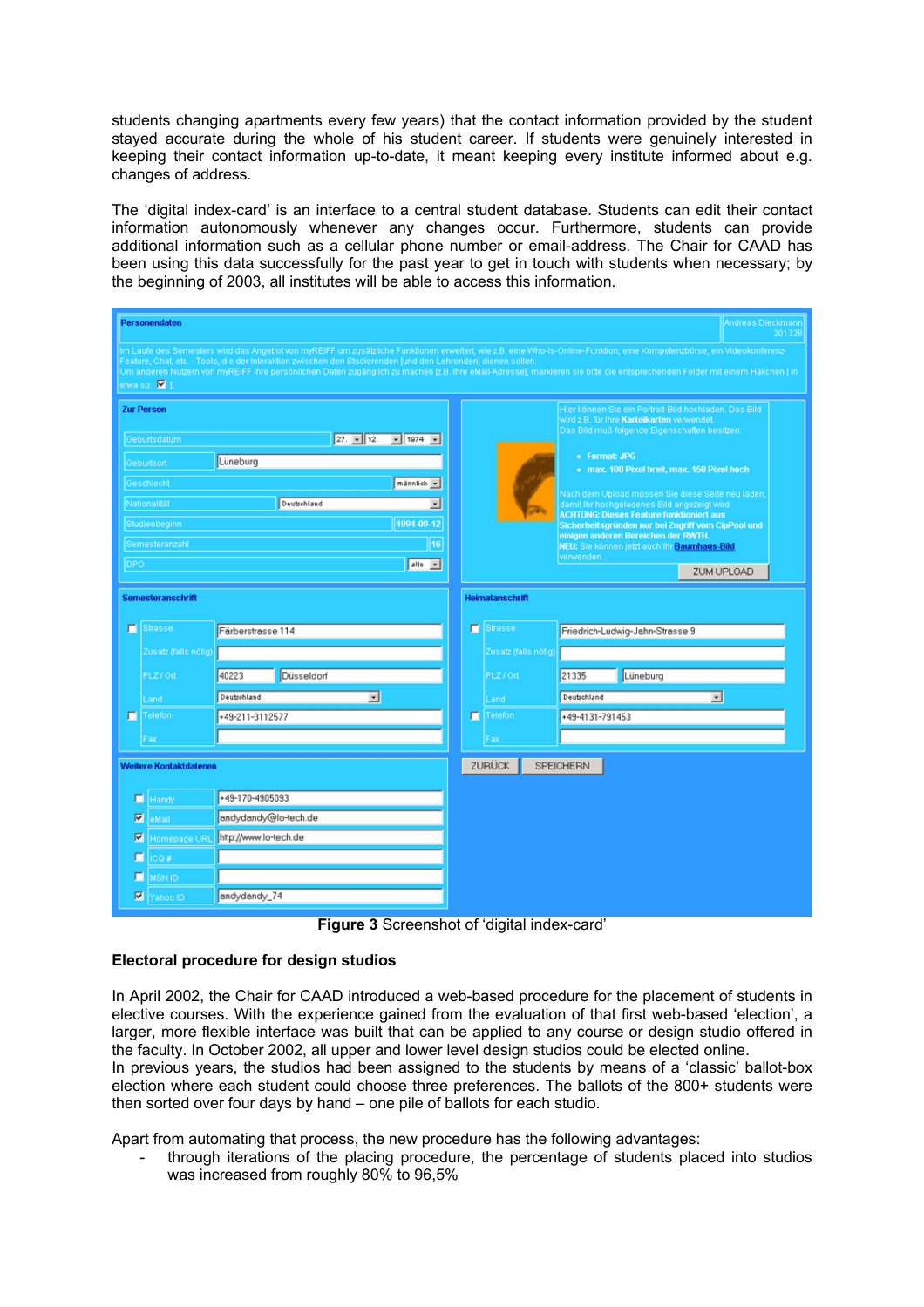students changing apartments every few years) that the contact information provided by the student stayed accurate during the whole of his student career. If students were genuinely interested in keeping their contact information up-to-date, it meant keeping every institute informed about e.g. changes of address.

The 'digital index-card' is an interface to a central student database. Students can edit their contact information autonomously whenever any changes occur. Furthermore, students can provide additional information such as a cellular phone number or email-address. The Chair for CAAD has been using this data successfully for the past year to get in touch with students when necessary; by the beginning of 2003, all institutes will be able to access this information.

**Figure 3** Screenshot of 'digital index-card'

### Electoral procedure for design studios

In April 2002, the Chair for CAAD introduced a web-based procedure for the placement of students in elective courses. With the experience gained from the evaluation of that first web-based 'election', a larger, more flexible interface was built that can be applied to any course or design studio offered in the faculty. In October 2002, all upper and lower level design studios could be elected online.
In previous years, the studios had been assigned to the students by means of a 'classic' ballot-box election where each student could choose three preferences. The ballots of the 800+ students were then sorted over four days by hand – one pile of ballots for each studio.

Apart from automating that process, the new procedure has the following advantages:

- through iterations of the placing procedure, the percentage of students placed into studios was increased from roughly 80% to 96,5%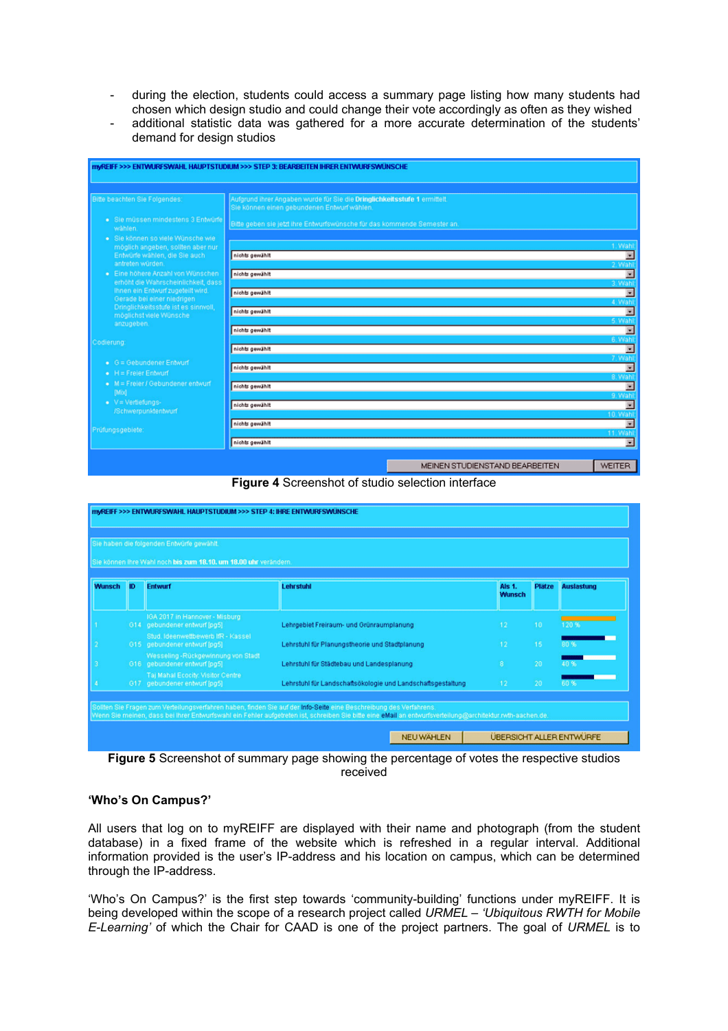- during the election, students could access a summary page listing how many students had chosen which design studio and could change their vote accordingly as often as they wished
- additional statistic data was gathered for a more accurate determination of the students' demand for design studios

**Figure 4** Screenshot of studio selection interface

**Figure 5** Screenshot of summary page showing the percentage of votes the respective studios received

**'Who's On Campus?'**

All users that log on to myREIFF are displayed with their name and photograph (from the student database) in a fixed frame of the website which is refreshed in a regular interval. Additional information provided is the user's IP-address and his location on campus, which can be determined through the IP-address.

'Who's On Campus?' is the first step towards 'community-building' functions under myREIFF. It is being developed within the scope of a research project called *URMEL – 'Ubiquitous RWTH for Mobile E-Learning'* of which the Chair for CAAD is one of the project partners. The goal of *URMEL* is to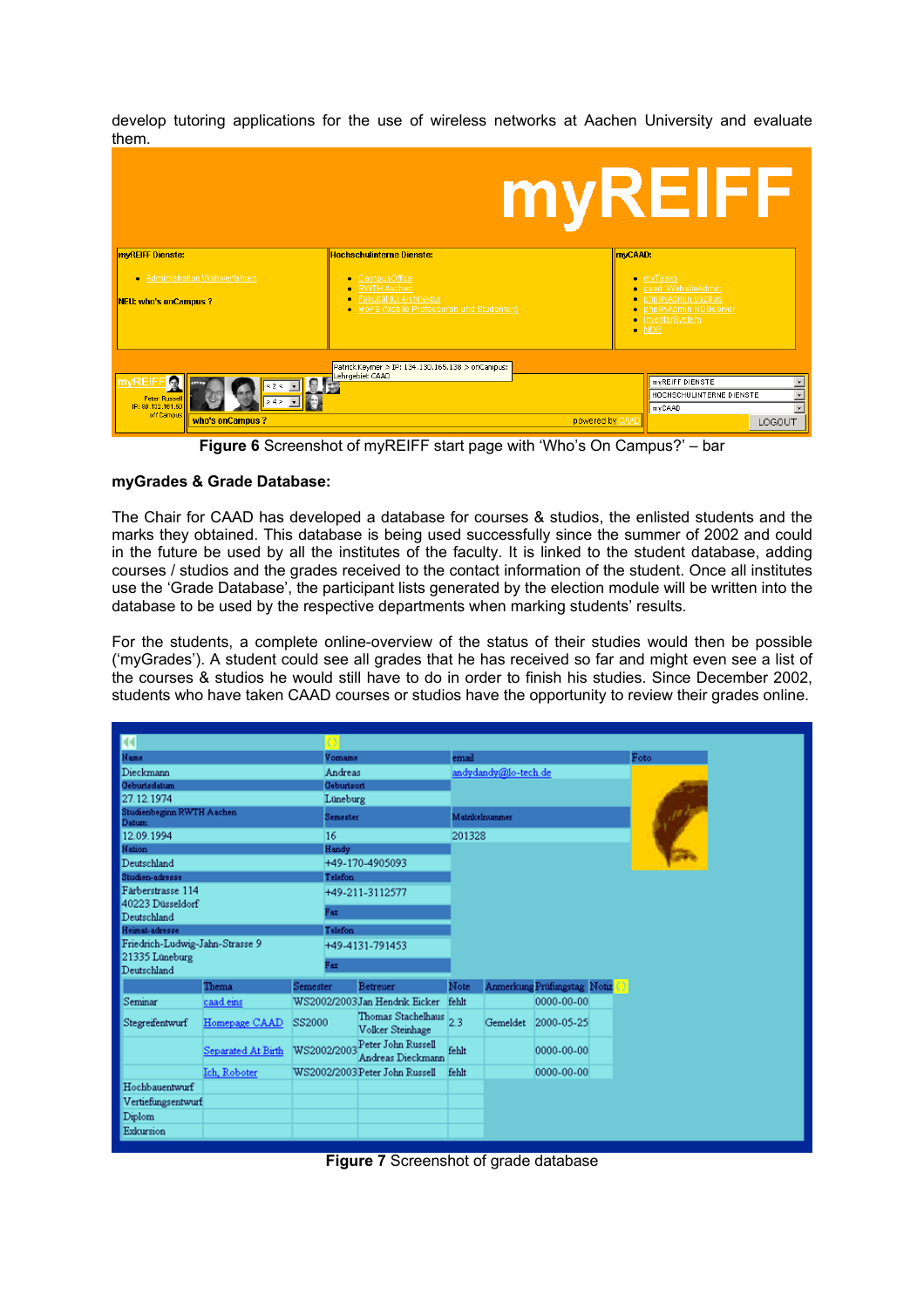develop tutoring applications for the use of wireless networks at Aachen University and evaluate them.

**Figure 6** Screenshot of myREIFF start page with 'Who's On Campus?' – bar

### myGrades & Grade Database:

The Chair for CAAD has developed a database for courses & studios, the enlisted students and the marks they obtained. This database is being used successfully since the summer of 2002 and could in the future be used by all the institutes of the faculty. It is linked to the student database, adding courses / studios and the grades received to the contact information of the student. Once all institutes use the 'Grade Database', the participant lists generated by the election module will be written into the database to be used by the respective departments when marking students' results.

For the students, a complete online-overview of the status of their studies would then be possible ('myGrades'). A student could see all grades that he has received so far and might even see a list of the courses & studios he would still have to do in order to finish his studies. Since December 2002, students who have taken CAAD courses or studios have the opportunity to review their grades online.

**Figure 7** Screenshot of grade database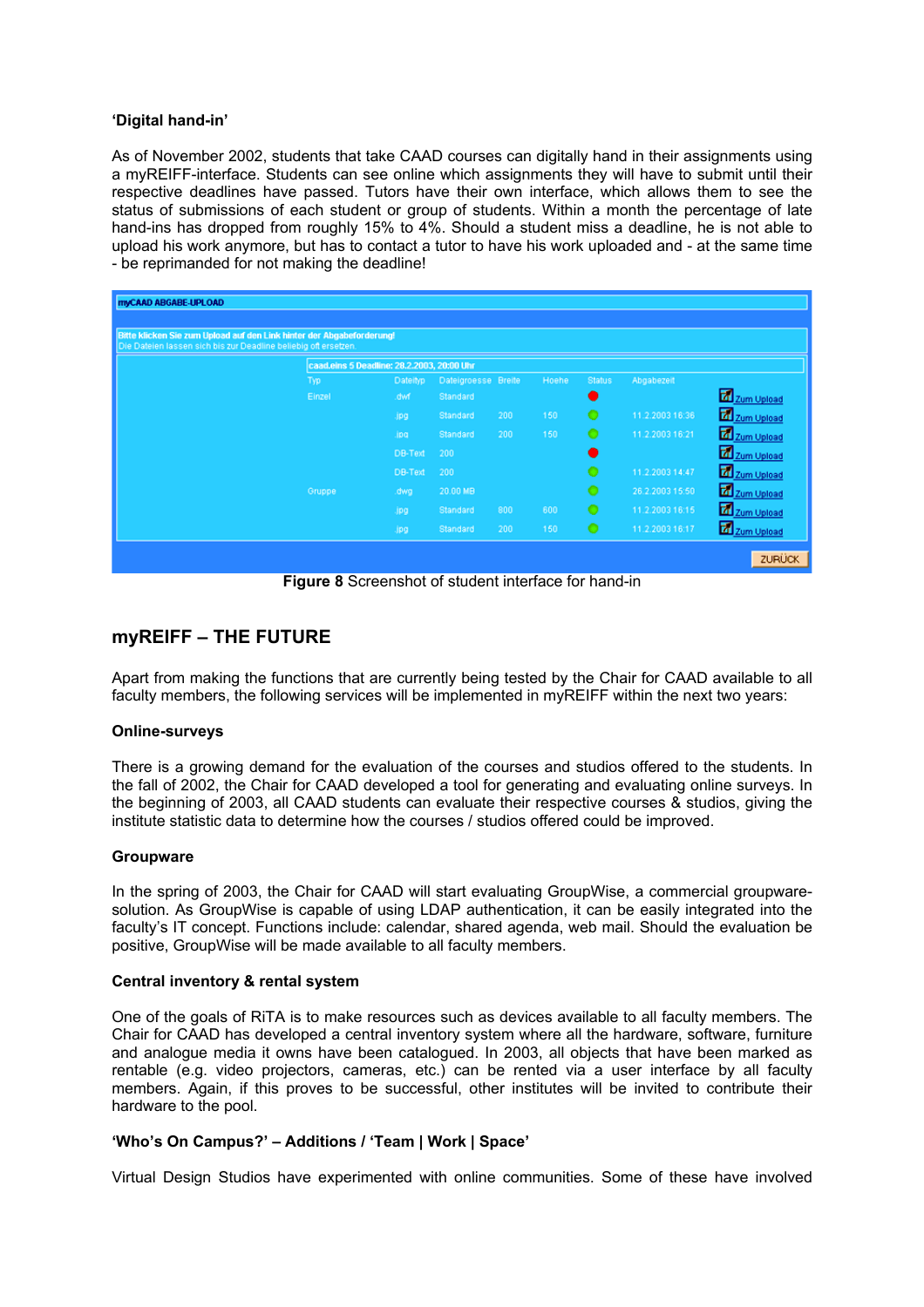**'Digital hand-in'**

As of November 2002, students that take CAAD courses can digitally hand in their assignments using a myREIFF-interface. Students can see online which assignments they will have to submit until their respective deadlines have passed. Tutors have their own interface, which allows them to see the status of submissions of each student or group of students. Within a month the percentage of late hand-ins has dropped from roughly 15% to 4%. Should a student miss a deadline, he is not able to upload his work anymore, but has to contact a tutor to have his work uploaded and - at the same time - be reprimanded for not making the deadline!

myCAAD ABGABE-UPLOAD

Bitte klicken Sie zum Upload auf den Link hinter der Abgabeforderung!
Die Dateien lassen sich bis zur Deadline beliebig oft ersetzen.

caad.eins 5 Deadline: 28.2.2003, 20:00 Uhr

| Typ | Dateityp | Dateigroesse | Breite | Hoehe | Status | Abgabezeit | |
|---|---|---|---|---|---|---|---|
| Einzel | dwf | Standard | | | | | Zum Upload |
| | jpg | Standard | 200 | 150 | | 11.2.2003 16:36 | Zum Upload |
| | jpg | Standard | 200 | 150 | | 11.2.2003 16:21 | Zum Upload |
| | DB-Text | 200 | | | | | Zum Upload |
| | DB-Text | 200 | | | | 11.2.2003 14:47 | Zum Upload |
| Gruppe | dwg | 20.00 MB | | | | 26.2.2003 15:50 | Zum Upload |
| | jpg | Standard | 800 | 600 | | 11.2.2003 16:15 | Zum Upload |
| | jpg | Standard | 200 | 150 | | 11.2.2003 16:17 | Zum Upload |

ZURÜCK

**Figure 8** Screenshot of student interface for hand-in

## myREIFF – THE FUTURE

Apart from making the functions that are currently being tested by the Chair for CAAD available to all faculty members, the following services will be implemented in myREIFF within the next two years:

**Online-surveys**

There is a growing demand for the evaluation of the courses and studios offered to the students. In the fall of 2002, the Chair for CAAD developed a tool for generating and evaluating online surveys. In the beginning of 2003, all CAAD students can evaluate their respective courses & studios, giving the institute statistic data to determine how the courses / studios offered could be improved.

**Groupware**

In the spring of 2003, the Chair for CAAD will start evaluating GroupWise, a commercial groupware-solution. As GroupWise is capable of using LDAP authentication, it can be easily integrated into the faculty's IT concept. Functions include: calendar, shared agenda, web mail. Should the evaluation be positive, GroupWise will be made available to all faculty members.

**Central inventory & rental system**

One of the goals of RiTA is to make resources such as devices available to all faculty members. The Chair for CAAD has developed a central inventory system where all the hardware, software, furniture and analogue media it owns have been catalogued. In 2003, all objects that have been marked as rentable (e.g. video projectors, cameras, etc.) can be rented via a user interface by all faculty members. Again, if this proves to be successful, other institutes will be invited to contribute their hardware to the pool.

**'Who's On Campus?' – Additions / 'Team | Work | Space'**

Virtual Design Studios have experimented with online communities. Some of these have involved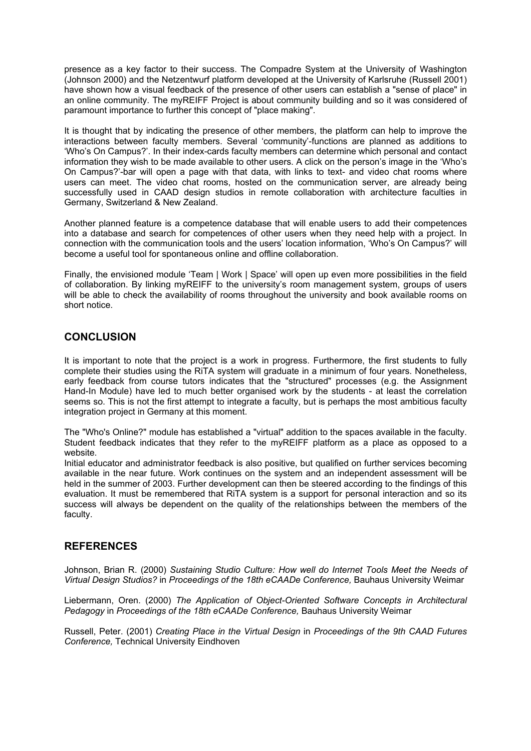presence as a key factor to their success. The Compadre System at the University of Washington (Johnson 2000) and the Netzentwurf platform developed at the University of Karlsruhe (Russell 2001) have shown how a visual feedback of the presence of other users can establish a "sense of place" in an online community. The myREIFF Project is about community building and so it was considered of paramount importance to further this concept of "place making".

It is thought that by indicating the presence of other members, the platform can help to improve the interactions between faculty members. Several 'community'-functions are planned as additions to 'Who's On Campus?'. In their index-cards faculty members can determine which personal and contact information they wish to be made available to other users. A click on the person's image in the 'Who's On Campus?'-bar will open a page with that data, with links to text- and video chat rooms where users can meet. The video chat rooms, hosted on the communication server, are already being successfully used in CAAD design studios in remote collaboration with architecture faculties in Germany, Switzerland & New Zealand.

Another planned feature is a competence database that will enable users to add their competences into a database and search for competences of other users when they need help with a project. In connection with the communication tools and the users' location information, 'Who's On Campus?' will become a useful tool for spontaneous online and offline collaboration.

Finally, the envisioned module 'Team | Work | Space' will open up even more possibilities in the field of collaboration. By linking myREIFF to the university's room management system, groups of users will be able to check the availability of rooms throughout the university and book available rooms on short notice.

## CONCLUSION

It is important to note that the project is a work in progress. Furthermore, the first students to fully complete their studies using the RiTA system will graduate in a minimum of four years. Nonetheless, early feedback from course tutors indicates that the "structured" processes (e.g. the Assignment Hand-In Module) have led to much better organised work by the students - at least the correlation seems so. This is not the first attempt to integrate a faculty, but is perhaps the most ambitious faculty integration project in Germany at this moment.

The "Who's Online?" module has established a "virtual" addition to the spaces available in the faculty. Student feedback indicates that they refer to the myREIFF platform as a place as opposed to a website.

Initial educator and administrator feedback is also positive, but qualified on further services becoming available in the near future. Work continues on the system and an independent assessment will be held in the summer of 2003. Further development can then be steered according to the findings of this evaluation. It must be remembered that RiTA system is a support for personal interaction and so its success will always be dependent on the quality of the relationships between the members of the faculty.

## REFERENCES

Johnson, Brian R. (2000) *Sustaining Studio Culture: How well do Internet Tools Meet the Needs of Virtual Design Studios?* in *Proceedings of the 18th eCAADe Conference,* Bauhaus University Weimar

Liebermann, Oren. (2000) *The Application of Object-Oriented Software Concepts in Architectural Pedagogy* in *Proceedings of the 18th eCAADe Conference,* Bauhaus University Weimar

Russell, Peter. (2001) *Creating Place in the Virtual Design* in *Proceedings of the 9th CAAD Futures Conference,* Technical University Eindhoven